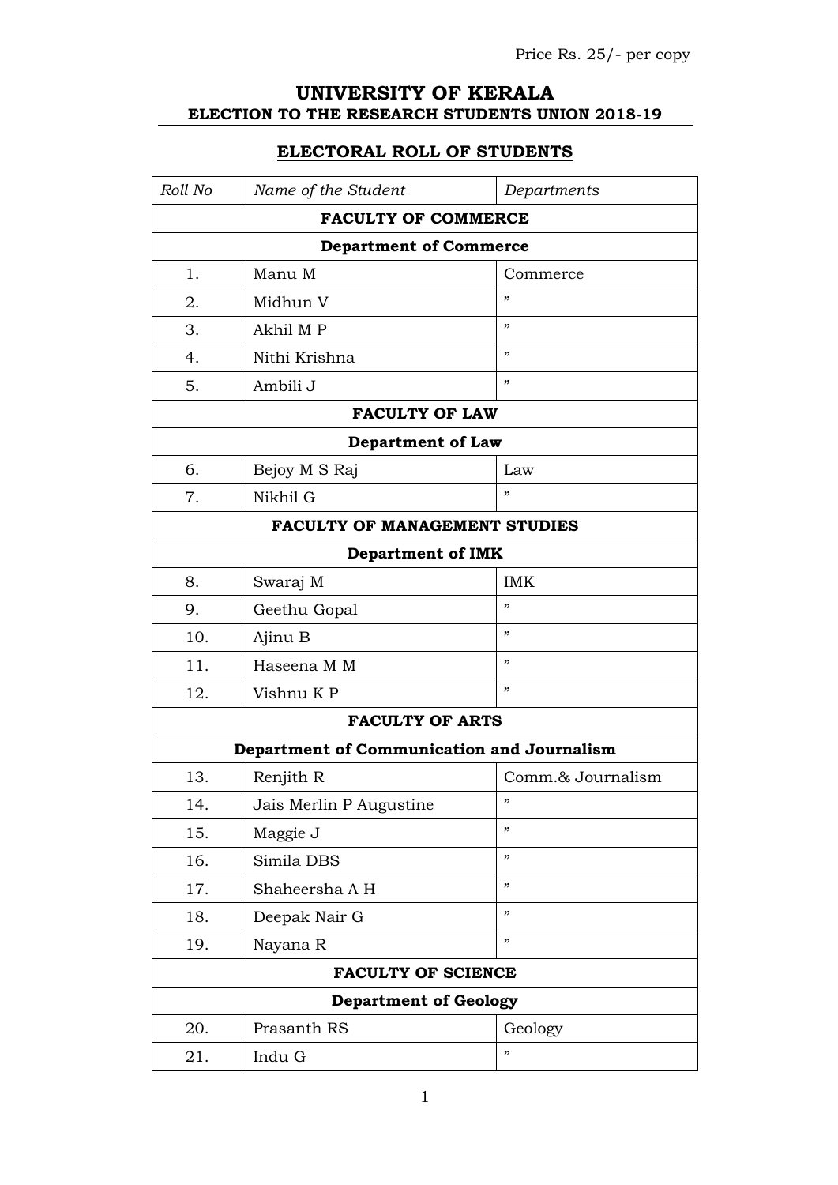Price Rs. 25/- per copy

# UNIVERSITY OF KERALA
## ELECTION TO THE RESEARCH STUDENTS UNION 2018-19

## ELECTORAL ROLL OF STUDENTS

| *Roll No* | *Name of the Student* | *Departments* |
|---|---|---|
| **FACULTY OF COMMERCE** | | |
| **Department of Commerce** | | |
| 1. | Manu M | Commerce |
| 2. | Midhun V | ” |
| 3. | Akhil M P | ” |
| 4. | Nithi Krishna | ” |
| 5. | Ambili J | ” |
| **FACULTY OF LAW** | | |
| **Department of Law** | | |
| 6. | Bejoy M S Raj | Law |
| 7. | Nikhil G | ” |
| **FACULTY OF MANAGEMENT STUDIES** | | |
| **Department of IMK** | | |
| 8. | Swaraj M | IMK |
| 9. | Geethu Gopal | ” |
| 10. | Ajinu B | ” |
| 11. | Haseena M M | ” |
| 12. | Vishnu K P | ” |
| **FACULTY OF ARTS** | | |
| **Department of Communication and Journalism** | | |
| 13. | Renjith R | Comm.& Journalism |
| 14. | Jais Merlin P Augustine | ” |
| 15. | Maggie J | ” |
| 16. | Simila DBS | ” |
| 17. | Shaheersha A H | ” |
| 18. | Deepak Nair G | ” |
| 19. | Nayana R | ” |
| **FACULTY OF SCIENCE** | | |
| **Department of Geology** | | |
| 20. | Prasanth RS | Geology |
| 21. | Indu G | ” |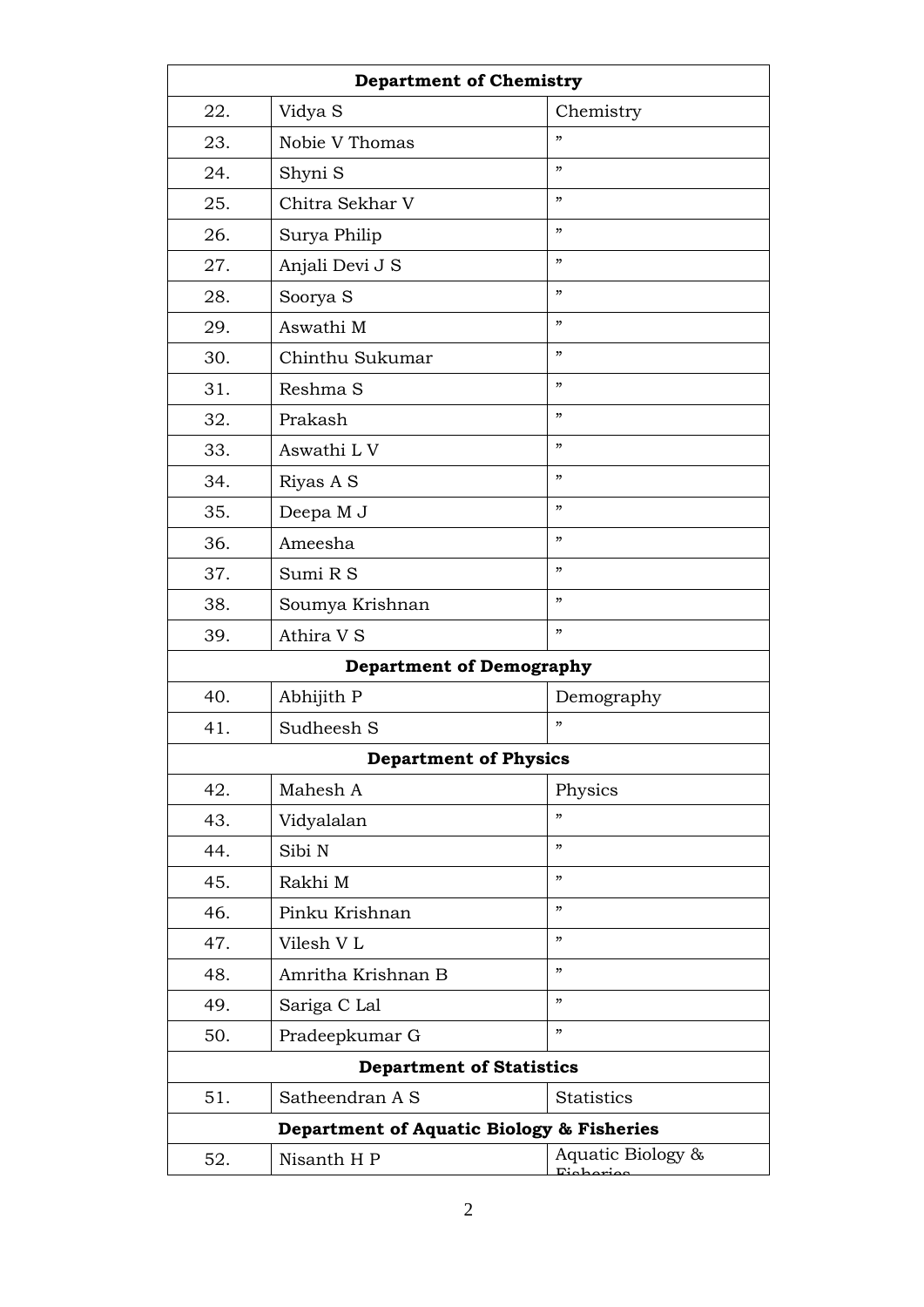| | | |
|---|---|---|
| **Department of Chemistry** | | |
| 22. | Vidya S | Chemistry |
| 23. | Nobie V Thomas | ” |
| 24. | Shyni S | ” |
| 25. | Chitra Sekhar V | ” |
| 26. | Surya Philip | ” |
| 27. | Anjali Devi J S | ” |
| 28. | Soorya S | ” |
| 29. | Aswathi M | ” |
| 30. | Chinthu Sukumar | ” |
| 31. | Reshma S | ” |
| 32. | Prakash | ” |
| 33. | Aswathi L V | ” |
| 34. | Riyas A S | ” |
| 35. | Deepa M J | ” |
| 36. | Ameesha | ” |
| 37. | Sumi R S | ” |
| 38. | Soumya Krishnan | ” |
| 39. | Athira V S | ” |
| **Department of Demography** | | |
| 40. | Abhijith P | Demography |
| 41. | Sudheesh S | ” |
| **Department of Physics** | | |
| 42. | Mahesh A | Physics |
| 43. | Vidyalalan | ” |
| 44. | Sibi N | ” |
| 45. | Rakhi M | ” |
| 46. | Pinku Krishnan | ” |
| 47. | Vilesh V L | ” |
| 48. | Amritha Krishnan B | ” |
| 49. | Sariga C Lal | ” |
| 50. | Pradeepkumar G | ” |
| **Department of Statistics** | | |
| 51. | Satheendran A S | Statistics |
| **Department of Aquatic Biology & Fisheries** | | |
| 52. | Nisanth H P | Aquatic Biology & Fisheries |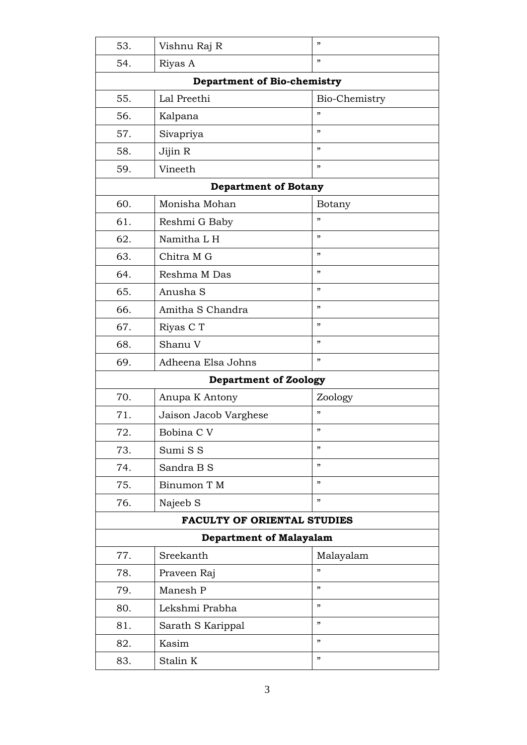| | | |
|---|---|---|
| 53. | Vishnu Raj R | ” |
| 54. | Riyas A | ” |
| **Department of Bio-chemistry** | | |
| 55. | Lal Preethi | Bio-Chemistry |
| 56. | Kalpana | ” |
| 57. | Sivapriya | ” |
| 58. | Jijin R | ” |
| 59. | Vineeth | ” |
| **Department of Botany** | | |
| 60. | Monisha Mohan | Botany |
| 61. | Reshmi G Baby | ” |
| 62. | Namitha L H | ” |
| 63. | Chitra M G | ” |
| 64. | Reshma M Das | ” |
| 65. | Anusha S | ” |
| 66. | Amitha S Chandra | ” |
| 67. | Riyas C T | ” |
| 68. | Shanu V | ” |
| 69. | Adheena Elsa Johns | ” |
| **Department of Zoology** | | |
| 70. | Anupa K Antony | Zoology |
| 71. | Jaison Jacob Varghese | ” |
| 72. | Bobina C V | ” |
| 73. | Sumi S S | ” |
| 74. | Sandra B S | ” |
| 75. | Binumon T M | ” |
| 76. | Najeeb S | ” |
| **FACULTY OF ORIENTAL STUDIES** | | |
| **Department of Malayalam** | | |
| 77. | Sreekanth | Malayalam |
| 78. | Praveen Raj | ” |
| 79. | Manesh P | ” |
| 80. | Lekshmi Prabha | ” |
| 81. | Sarath S Karippal | ” |
| 82. | Kasim | ” |
| 83. | Stalin K | ” |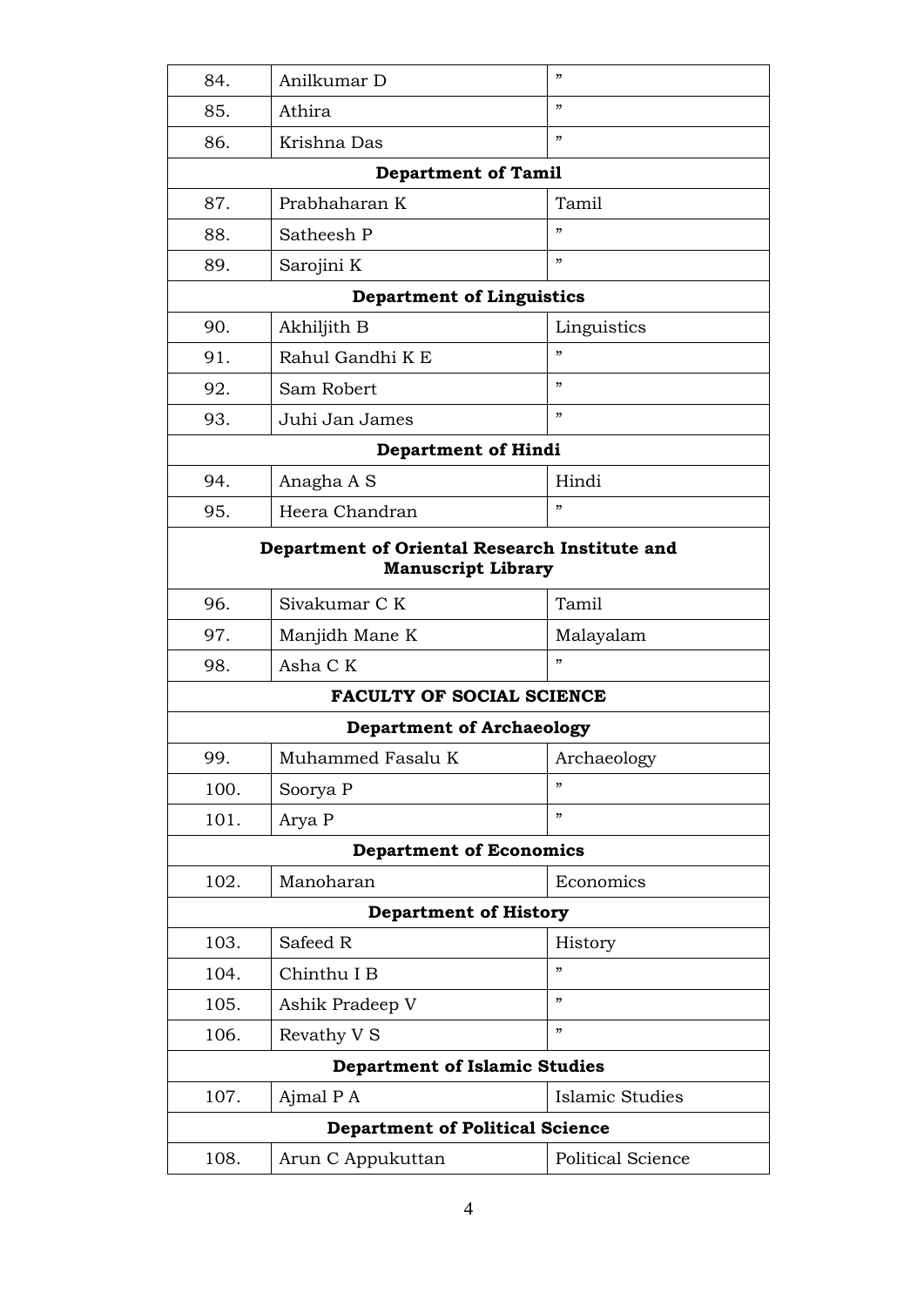| 84. | Anilkumar D | ” |
|---|---|---|
| 85. | Athira | ” |
| 86. | Krishna Das | ” |
| **Department of Tamil** | | |
| 87. | Prabhaharan K | Tamil |
| 88. | Satheesh P | ” |
| 89. | Sarojini K | ” |
| **Department of Linguistics** | | |
| 90. | Akhiljith B | Linguistics |
| 91. | Rahul Gandhi K E | ” |
| 92. | Sam Robert | ” |
| 93. | Juhi Jan James | ” |
| **Department of Hindi** | | |
| 94. | Anagha A S | Hindi |
| 95. | Heera Chandran | ” |
| **Department of Oriental Research Institute and Manuscript Library** | | |
| 96. | Sivakumar C K | Tamil |
| 97. | Manjidh Mane K | Malayalam |
| 98. | Asha C K | ” |
| **FACULTY OF SOCIAL SCIENCE** | | |
| **Department of Archaeology** | | |
| 99. | Muhammed Fasalu K | Archaeology |
| 100. | Soorya P | ” |
| 101. | Arya P | ” |
| **Department of Economics** | | |
| 102. | Manoharan | Economics |
| **Department of History** | | |
| 103. | Safeed R | History |
| 104. | Chinthu I B | ” |
| 105. | Ashik Pradeep V | ” |
| 106. | Revathy V S | ” |
| **Department of Islamic Studies** | | |
| 107. | Ajmal P A | Islamic Studies |
| **Department of Political Science** | | |
| 108. | Arun C Appukuttan | Political Science |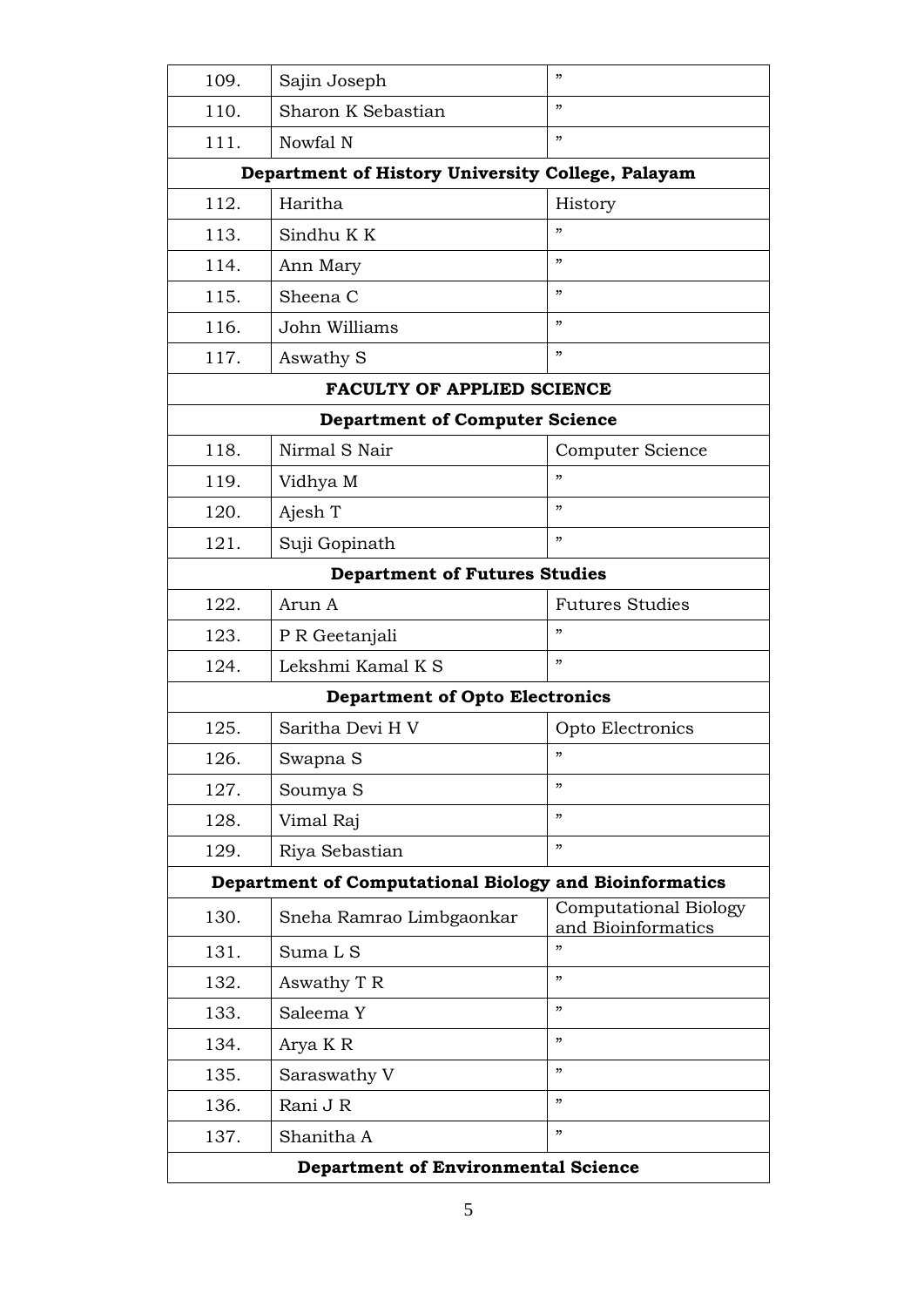| | | |
|---|---|---|
| 109. | Sajin Joseph | ” |
| 110. | Sharon K Sebastian | ” |
| 111. | Nowfal N | ” |
| **Department of History University College, Palayam** | | |
| 112. | Haritha | History |
| 113. | Sindhu K K | ” |
| 114. | Ann Mary | ” |
| 115. | Sheena C | ” |
| 116. | John Williams | ” |
| 117. | Aswathy S | ” |
| **FACULTY OF APPLIED SCIENCE** | | |
| **Department of Computer Science** | | |
| 118. | Nirmal S Nair | Computer Science |
| 119. | Vidhya M | ” |
| 120. | Ajesh T | ” |
| 121. | Suji Gopinath | ” |
| **Department of Futures Studies** | | |
| 122. | Arun A | Futures Studies |
| 123. | P R Geetanjali | ” |
| 124. | Lekshmi Kamal K S | ” |
| **Department of Opto Electronics** | | |
| 125. | Saritha Devi H V | Opto Electronics |
| 126. | Swapna S | ” |
| 127. | Soumya S | ” |
| 128. | Vimal Raj | ” |
| 129. | Riya Sebastian | ” |
| **Department of Computational Biology and Bioinformatics** | | |
| 130. | Sneha Ramrao Limbgaonkar | Computational Biology and Bioinformatics |
| 131. | Suma L S | ” |
| 132. | Aswathy T R | ” |
| 133. | Saleema Y | ” |
| 134. | Arya K R | ” |
| 135. | Saraswathy V | ” |
| 136. | Rani J R | ” |
| 137. | Shanitha A | ” |
| **Department of Environmental Science** | | |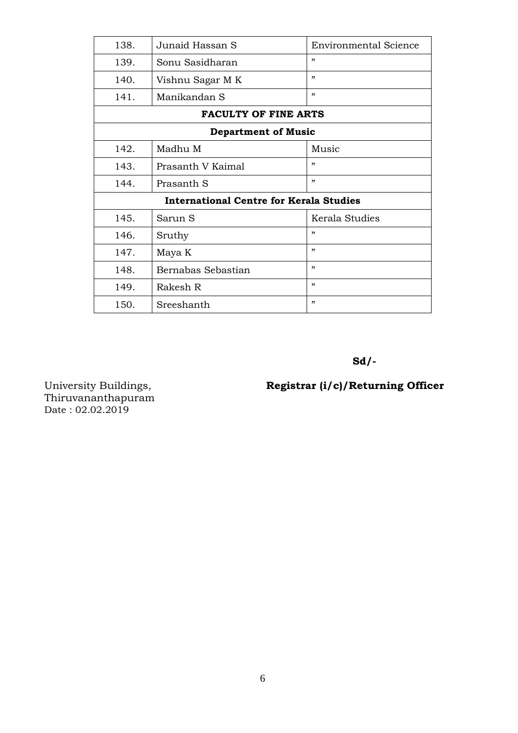| | | |
|---|---|---|
| 138. | Junaid Hassan S | Environmental Science |
| 139. | Sonu Sasidharan | ” |
| 140. | Vishnu Sagar M K | ” |
| 141. | Manikandan S | ” |
| **FACULTY OF FINE ARTS** | | |
| **Department of Music** | | |
| 142. | Madhu M | Music |
| 143. | Prasanth V Kaimal | ” |
| 144. | Prasanth S | ” |
| **International Centre for Kerala Studies** | | |
| 145. | Sarun S | Kerala Studies |
| 146. | Sruthy | ” |
| 147. | Maya K | ” |
| 148. | Bernabas Sebastian | ” |
| 149. | Rakesh R | ” |
| 150. | Sreeshanth | ” |

**Sd/-**

**Registrar (i/c)/Returning Officer**

University Buildings,
Thiruvananthapuram
Date : 02.02.2019